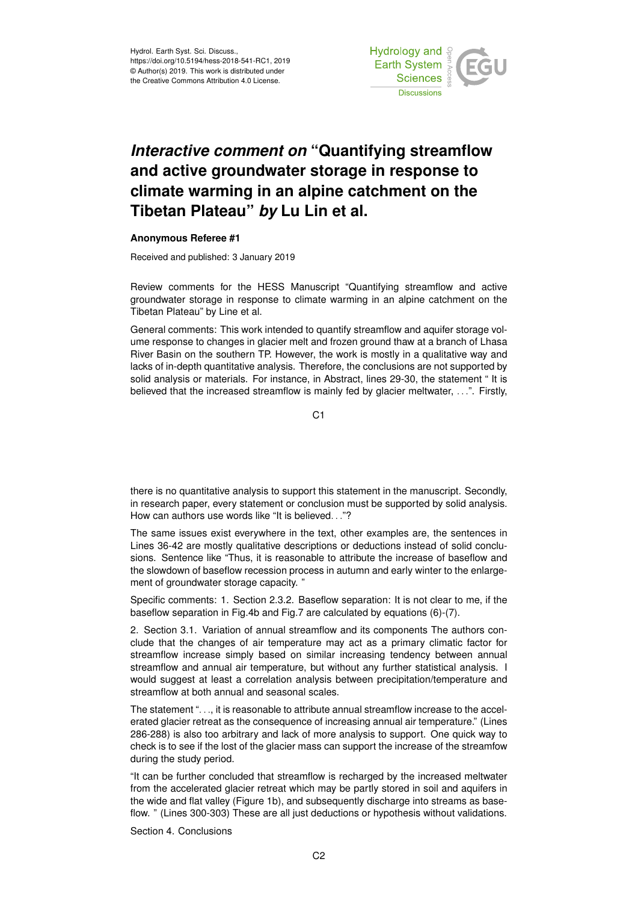# *Interactive comment on* "Quantifying streamflow and active groundwater storage in response to climate warming in an alpine catchment on the Tibetan Plateau" *by* Lu Lin et al.

**Anonymous Referee #1**

Received and published: 3 January 2019

Review comments for the HESS Manuscript "Quantifying streamflow and active groundwater storage in response to climate warming in an alpine catchment on the Tibetan Plateau" by Line et al.

General comments: This work intended to quantify streamflow and aquifer storage volume response to changes in glacier melt and frozen ground thaw at a branch of Lhasa River Basin on the southern TP. However, the work is mostly in a qualitative way and lacks of in-depth quantitative analysis. Therefore, the conclusions are not supported by solid analysis or materials. For instance, in Abstract, lines 29-30, the statement " It is believed that the increased streamflow is mainly fed by glacier meltwater, . . .". Firstly, there is no quantitative analysis to support this statement in the manuscript. Secondly, in research paper, every statement or conclusion must be supported by solid analysis. How can authors use words like "It is believed. . ."?

The same issues exist everywhere in the text, other examples are, the sentences in Lines 36-42 are mostly qualitative descriptions or deductions instead of solid conclusions. Sentence like "Thus, it is reasonable to attribute the increase of baseflow and the slowdown of baseflow recession process in autumn and early winter to the enlargement of groundwater storage capacity. "

Specific comments: 1. Section 2.3.2. Baseflow separation: It is not clear to me, if the baseflow separation in Fig.4b and Fig.7 are calculated by equations (6)-(7).

2. Section 3.1. Variation of annual streamflow and its components The authors conclude that the changes of air temperature may act as a primary climatic factor for streamflow increase simply based on similar increasing tendency between annual streamflow and annual air temperature, but without any further statistical analysis. I would suggest at least a correlation analysis between precipitation/temperature and streamflow at both annual and seasonal scales.

The statement ". . ., it is reasonable to attribute annual streamflow increase to the accelerated glacier retreat as the consequence of increasing annual air temperature." (Lines 286-288) is also too arbitrary and lack of more analysis to support. One quick way to check is to see if the lost of the glacier mass can support the increase of the streamfow during the study period.

"It can be further concluded that streamflow is recharged by the increased meltwater from the accelerated glacier retreat which may be partly stored in soil and aquifers in the wide and flat valley (Figure 1b), and subsequently discharge into streams as baseflow. " (Lines 300-303) These are all just deductions or hypothesis without validations.

Section 4. Conclusions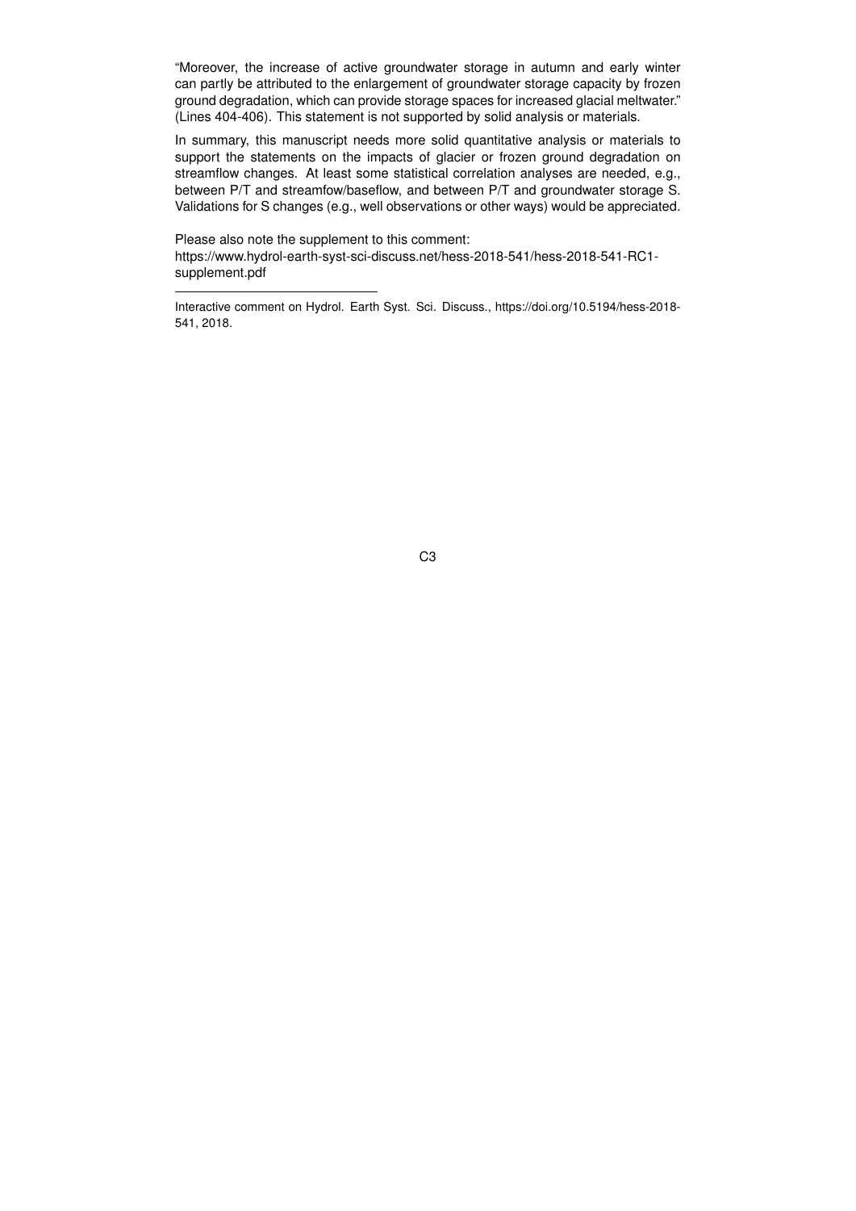"Moreover, the increase of active groundwater storage in autumn and early winter can partly be attributed to the enlargement of groundwater storage capacity by frozen ground degradation, which can provide storage spaces for increased glacial meltwater." (Lines 404-406). This statement is not supported by solid analysis or materials.

In summary, this manuscript needs more solid quantitative analysis or materials to support the statements on the impacts of glacier or frozen ground degradation on streamflow changes. At least some statistical correlation analyses are needed, e.g., between P/T and streamfow/baseflow, and between P/T and groundwater storage S. Validations for S changes (e.g., well observations or other ways) would be appreciated.

Please also note the supplement to this comment:
https://www.hydrol-earth-syst-sci-discuss.net/hess-2018-541/hess-2018-541-RC1-supplement.pdf

---

Interactive comment on Hydrol. Earth Syst. Sci. Discuss., https://doi.org/10.5194/hess-2018-541, 2018.